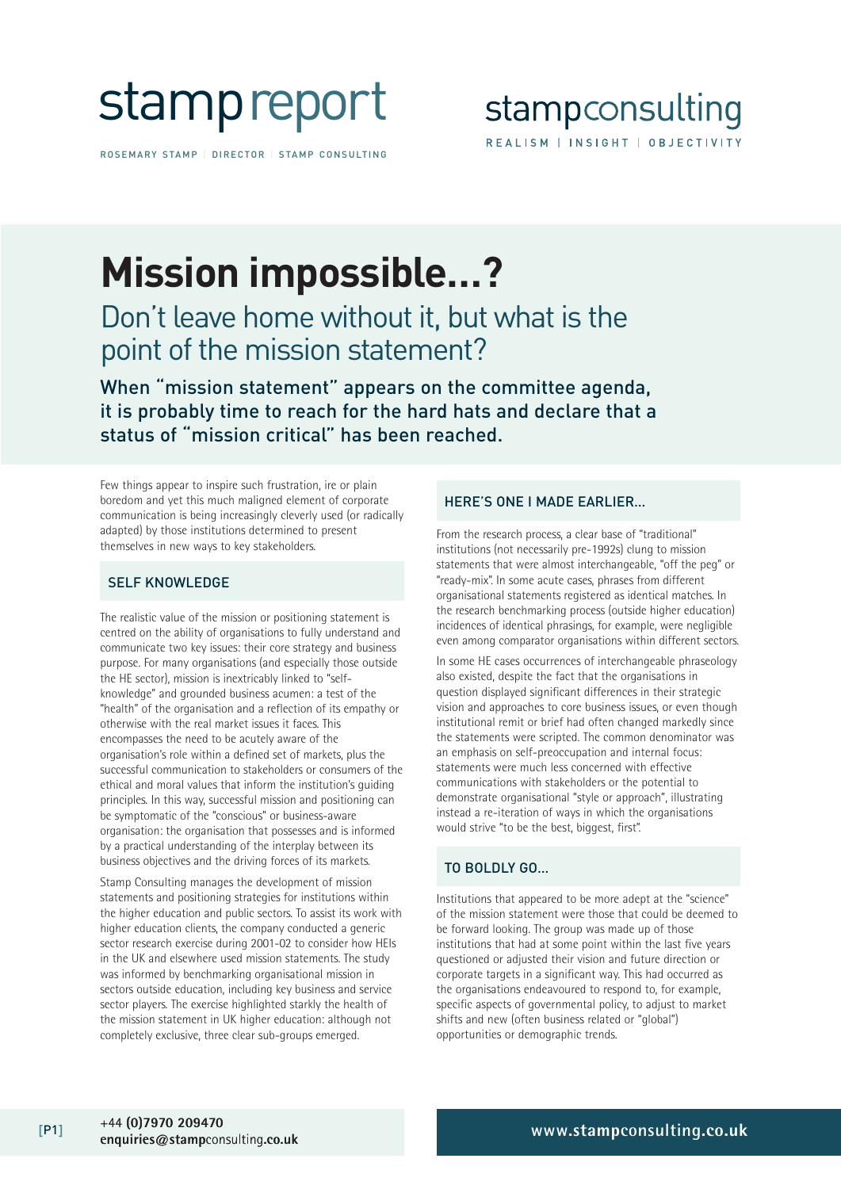# stamp report

ROSEMARY STAMP | DIRECTOR | STAMP CONSULTING

stampconsulting

REALISM | INSIGHT | OBJECTIVITY

# Mission impossible...?

## Don't leave home without it, but what is the point of the mission statement?

**When "mission statement" appears on the committee agenda, it is probably time to reach for the hard hats and declare that a status of "mission critical" has been reached.**

Few things appear to inspire such frustration, ire or plain boredom and yet this much maligned element of corporate communication is being increasingly cleverly used (or radically adapted) by those institutions determined to present themselves in new ways to key stakeholders.

### SELF KNOWLEDGE

The realistic value of the mission or positioning statement is centred on the ability of organisations to fully understand and communicate two key issues: their core strategy and business purpose. For many organisations (and especially those outside the HE sector), mission is inextricably linked to "self-knowledge" and grounded business acumen: a test of the "health" of the organisation and a reflection of its empathy or otherwise with the real market issues it faces. This encompasses the need to be acutely aware of the organisation's role within a defined set of markets, plus the successful communication to stakeholders or consumers of the ethical and moral values that inform the institution's guiding principles. In this way, successful mission and positioning can be symptomatic of the "conscious" or business-aware organisation: the organisation that possesses and is informed by a practical understanding of the interplay between its business objectives and the driving forces of its markets.

Stamp Consulting manages the development of mission statements and positioning strategies for institutions within the higher education and public sectors. To assist its work with higher education clients, the company conducted a generic sector research exercise during 2001-02 to consider how HEIs in the UK and elsewhere used mission statements. The study was informed by benchmarking organisational mission in sectors outside education, including key business and service sector players. The exercise highlighted starkly the health of the mission statement in UK higher education: although not completely exclusive, three clear sub-groups emerged.

### HERE'S ONE I MADE EARLIER...

From the research process, a clear base of "traditional" institutions (not necessarily pre-1992s) clung to mission statements that were almost interchangeable, "off the peg" or "ready-mix". In some acute cases, phrases from different organisational statements registered as identical matches. In the research benchmarking process (outside higher education) incidences of identical phrasings, for example, were negligible even among comparator organisations within different sectors.

In some HE cases occurrences of interchangeable phraseology also existed, despite the fact that the organisations in question displayed significant differences in their strategic vision and approaches to core business issues, or even though institutional remit or brief had often changed markedly since the statements were scripted. The common denominator was an emphasis on self-preoccupation and internal focus: statements were much less concerned with effective communications with stakeholders or the potential to demonstrate organisational "style or approach", illustrating instead a re-iteration of ways in which the organisations would strive "to be the best, biggest, first".

### TO BOLDLY GO...

Institutions that appeared to be more adept at the "science" of the mission statement were those that could be deemed to be forward looking. The group was made up of those institutions that had at some point within the last five years questioned or adjusted their vision and future direction or corporate targets in a significant way. This had occurred as the organisations endeavoured to respond to, for example, specific aspects of governmental policy, to adjust to market shifts and new (often business related or "global") opportunities or demographic trends.

+44 (0)7970 209470
enquiries@stampconsulting.co.uk

www.stampconsulting.co.uk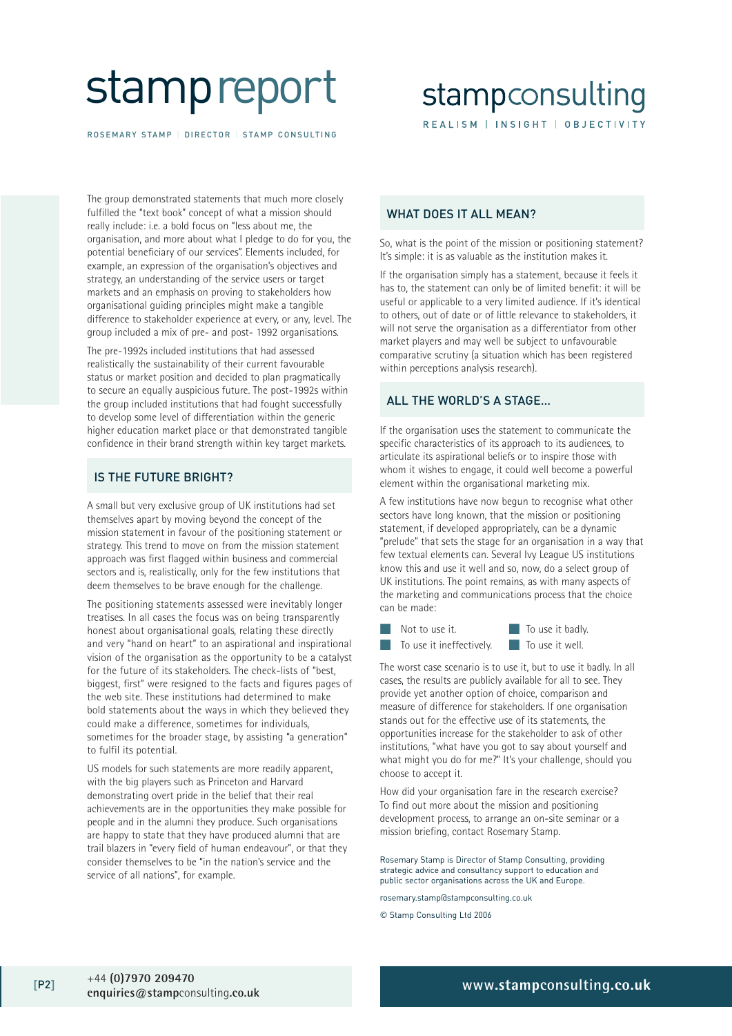The group demonstrated statements that much more closely fulfilled the "text book" concept of what a mission should really include: i.e. a bold focus on "less about me, the organisation, and more about what I pledge to do for you, the potential beneficiary of our services". Elements included, for example, an expression of the organisation's objectives and strategy, an understanding of the service users or target markets and an emphasis on proving to stakeholders how organisational guiding principles might make a tangible difference to stakeholder experience at every, or any, level. The group included a mix of pre- and post- 1992 organisations.

The pre-1992s included institutions that had assessed realistically the sustainability of their current favourable status or market position and decided to plan pragmatically to secure an equally auspicious future. The post-1992s within the group included institutions that had fought successfully to develop some level of differentiation within the generic higher education market place or that demonstrated tangible confidence in their brand strength within key target markets.

## IS THE FUTURE BRIGHT?

A small but very exclusive group of UK institutions had set themselves apart by moving beyond the concept of the mission statement in favour of the positioning statement or strategy. This trend to move on from the mission statement approach was first flagged within business and commercial sectors and is, realistically, only for the few institutions that deem themselves to be brave enough for the challenge.

The positioning statements assessed were inevitably longer treatises. In all cases the focus was on being transparently honest about organisational goals, relating these directly and very "hand on heart" to an aspirational and inspirational vision of the organisation as the opportunity to be a catalyst for the future of its stakeholders. The check-lists of "best, biggest, first" were resigned to the facts and figures pages of the web site. These institutions had determined to make bold statements about the ways in which they believed they could make a difference, sometimes for individuals, sometimes for the broader stage, by assisting "a generation" to fulfil its potential.

US models for such statements are more readily apparent, with the big players such as Princeton and Harvard demonstrating overt pride in the belief that their real achievements are in the opportunities they make possible for people and in the alumni they produce. Such organisations are happy to state that they have produced alumni that are trail blazers in "every field of human endeavour", or that they consider themselves to be "in the nation's service and the service of all nations", for example.

## WHAT DOES IT ALL MEAN?

So, what is the point of the mission or positioning statement? It's simple: it is as valuable as the institution makes it.

If the organisation simply has a statement, because it feels it has to, the statement can only be of limited benefit: it will be useful or applicable to a very limited audience. If it's identical to others, out of date or of little relevance to stakeholders, it will not serve the organisation as a differentiator from other market players and may well be subject to unfavourable comparative scrutiny (a situation which has been registered within perceptions analysis research).

## ALL THE WORLD'S A STAGE...

If the organisation uses the statement to communicate the specific characteristics of its approach to its audiences, to articulate its aspirational beliefs or to inspire those with whom it wishes to engage, it could well become a powerful element within the organisational marketing mix.

A few institutions have now begun to recognise what other sectors have long known, that the mission or positioning statement, if developed appropriately, can be a dynamic "prelude" that sets the stage for an organisation in a way that few textual elements can. Several Ivy League US institutions know this and use it well and so, now, do a select group of UK institutions. The point remains, as with many aspects of the marketing and communications process that the choice can be made:

- Not to use it.
- To use it badly.
- To use it ineffectively.
- To use it well.

The worst case scenario is to use it, but to use it badly. In all cases, the results are publicly available for all to see. They provide yet another option of choice, comparison and measure of difference for stakeholders. If one organisation stands out for the effective use of its statements, the opportunities increase for the stakeholder to ask of other institutions, "what have you got to say about yourself and what might you do for me?" It's your challenge, should you choose to accept it.

How did your organisation fare in the research exercise? To find out more about the mission and positioning development process, to arrange an on-site seminar or a mission briefing, contact Rosemary Stamp.

Rosemary Stamp is Director of Stamp Consulting, providing strategic advice and consultancy support to education and public sector organisations across the UK and Europe.

rosemary.stamp@stampconsulting.co.uk

© Stamp Consulting Ltd 2006

+44 (0)7970 209470
enquiries@stampconsulting.co.uk

www.stampconsulting.co.uk